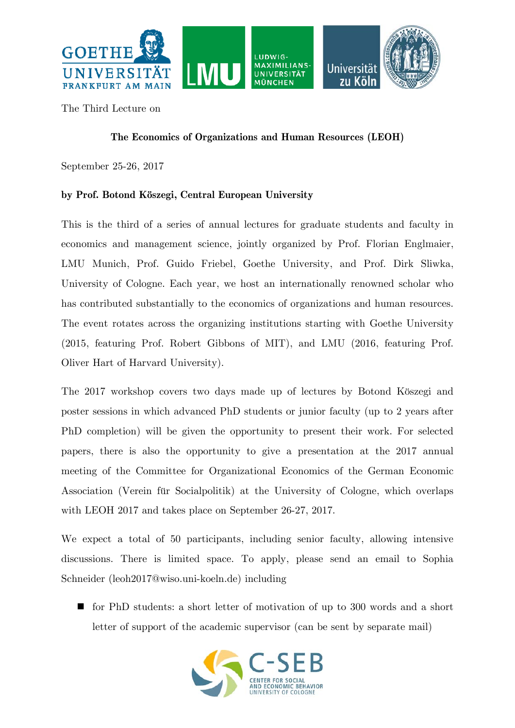The Third Lecture on

**The Economics of Organizations and Human Resources (LEOH)**

September 25-26, 2017

**by Prof. Botond Köszegi, Central European University**

This is the third of a series of annual lectures for graduate students and faculty in economics and management science, jointly organized by Prof. Florian Englmaier, LMU Munich, Prof. Guido Friebel, Goethe University, and Prof. Dirk Sliwka, University of Cologne. Each year, we host an internationally renowned scholar who has contributed substantially to the economics of organizations and human resources. The event rotates across the organizing institutions starting with Goethe University (2015, featuring Prof. Robert Gibbons of MIT), and LMU (2016, featuring Prof. Oliver Hart of Harvard University).

The 2017 workshop covers two days made up of lectures by Botond Köszegi and poster sessions in which advanced PhD students or junior faculty (up to 2 years after PhD completion) will be given the opportunity to present their work. For selected papers, there is also the opportunity to give a presentation at the 2017 annual meeting of the Committee for Organizational Economics of the German Economic Association (Verein für Socialpolitik) at the University of Cologne, which overlaps with LEOH 2017 and takes place on September 26-27, 2017.

We expect a total of 50 participants, including senior faculty, allowing intensive discussions. There is limited space. To apply, please send an email to Sophia Schneider (leoh2017@wiso.uni-koeln.de) including

- for PhD students: a short letter of motivation of up to 300 words and a short letter of support of the academic supervisor (can be sent by separate mail)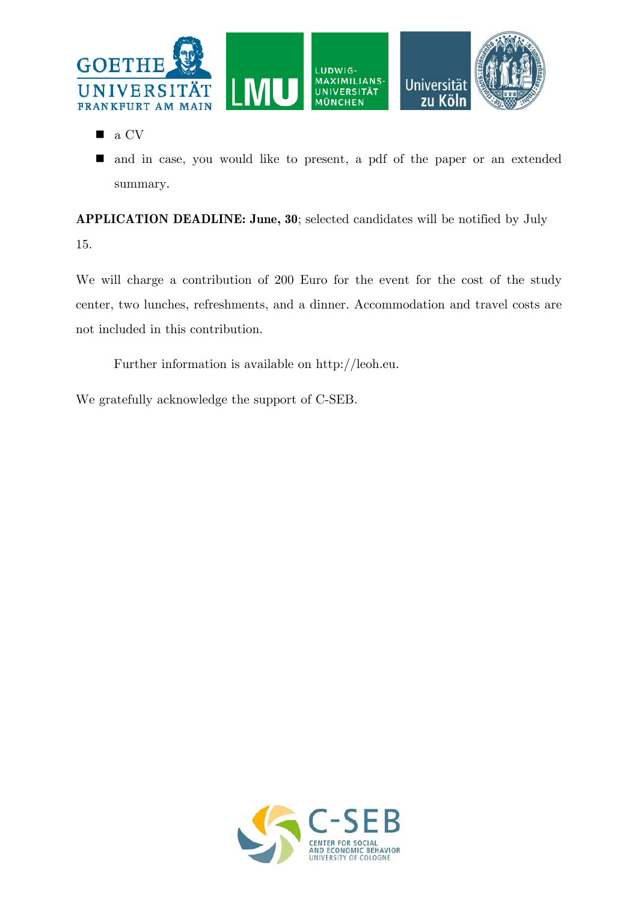- a CV
- and in case, you would like to present, a pdf of the paper or an extended summary.

**APPLICATION DEADLINE: June, 30**; selected candidates will be notified by July 15.

We will charge a contribution of 200 Euro for the event for the cost of the study center, two lunches, refreshments, and a dinner. Accommodation and travel costs are not included in this contribution.

Further information is available on http://leoh.eu.

We gratefully acknowledge the support of C-SEB.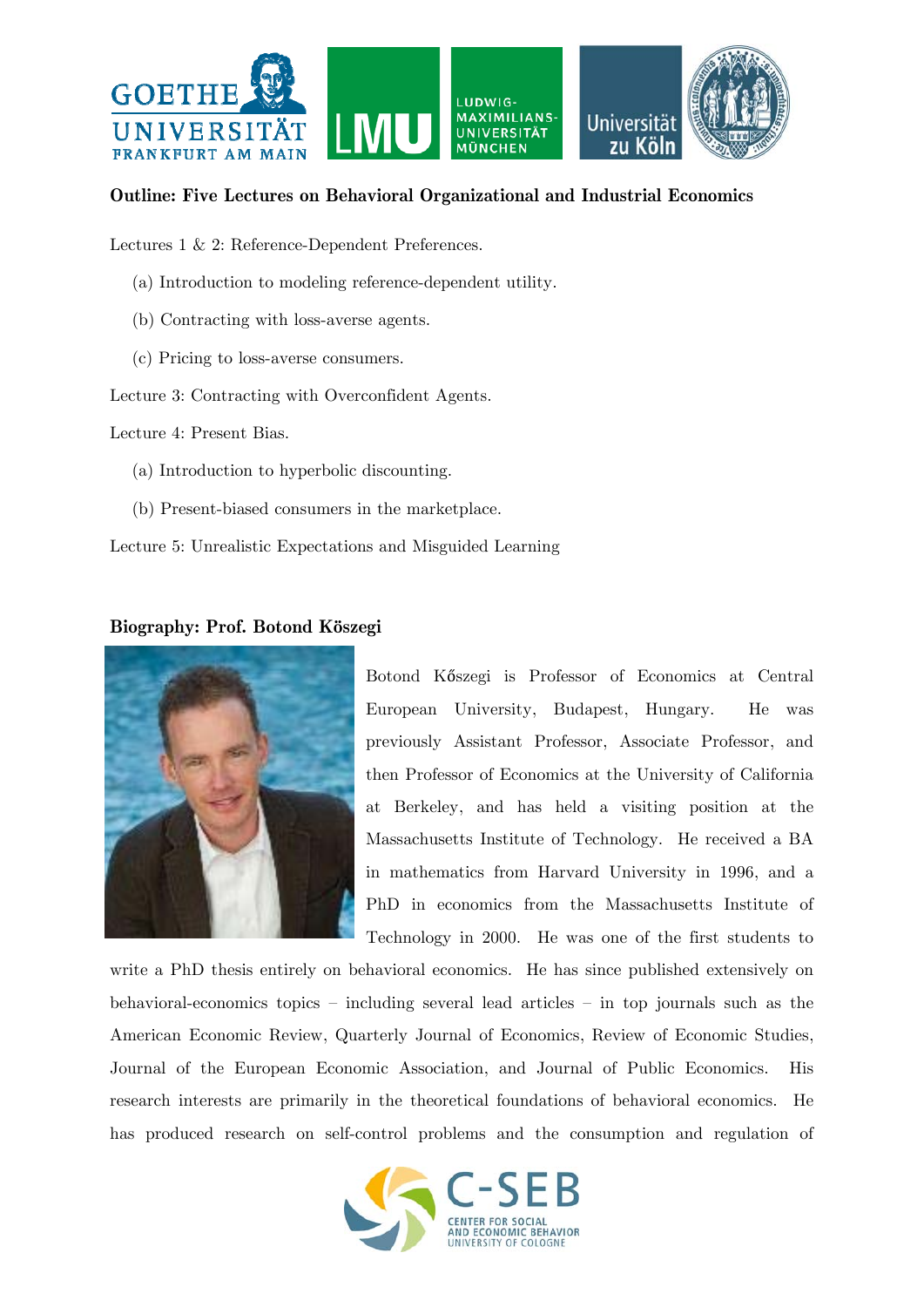**Outline: Five Lectures on Behavioral Organizational and Industrial Economics**

Lectures 1 & 2: Reference-Dependent Preferences.

(a) Introduction to modeling reference-dependent utility.

(b) Contracting with loss-averse agents.

(c) Pricing to loss-averse consumers.

Lecture 3: Contracting with Overconfident Agents.

Lecture 4: Present Bias.

(a) Introduction to hyperbolic discounting.

(b) Present-biased consumers in the marketplace.

Lecture 5: Unrealistic Expectations and Misguided Learning

**Biography: Prof. Botond Köszegi**

Botond Kőszegi is Professor of Economics at Central European University, Budapest, Hungary. He was previously Assistant Professor, Associate Professor, and then Professor of Economics at the University of California at Berkeley, and has held a visiting position at the Massachusetts Institute of Technology. He received a BA in mathematics from Harvard University in 1996, and a PhD in economics from the Massachusetts Institute of Technology in 2000. He was one of the first students to write a PhD thesis entirely on behavioral economics. He has since published extensively on behavioral-economics topics – including several lead articles – in top journals such as the American Economic Review, Quarterly Journal of Economics, Review of Economic Studies, Journal of the European Economic Association, and Journal of Public Economics. His research interests are primarily in the theoretical foundations of behavioral economics. He has produced research on self-control problems and the consumption and regulation of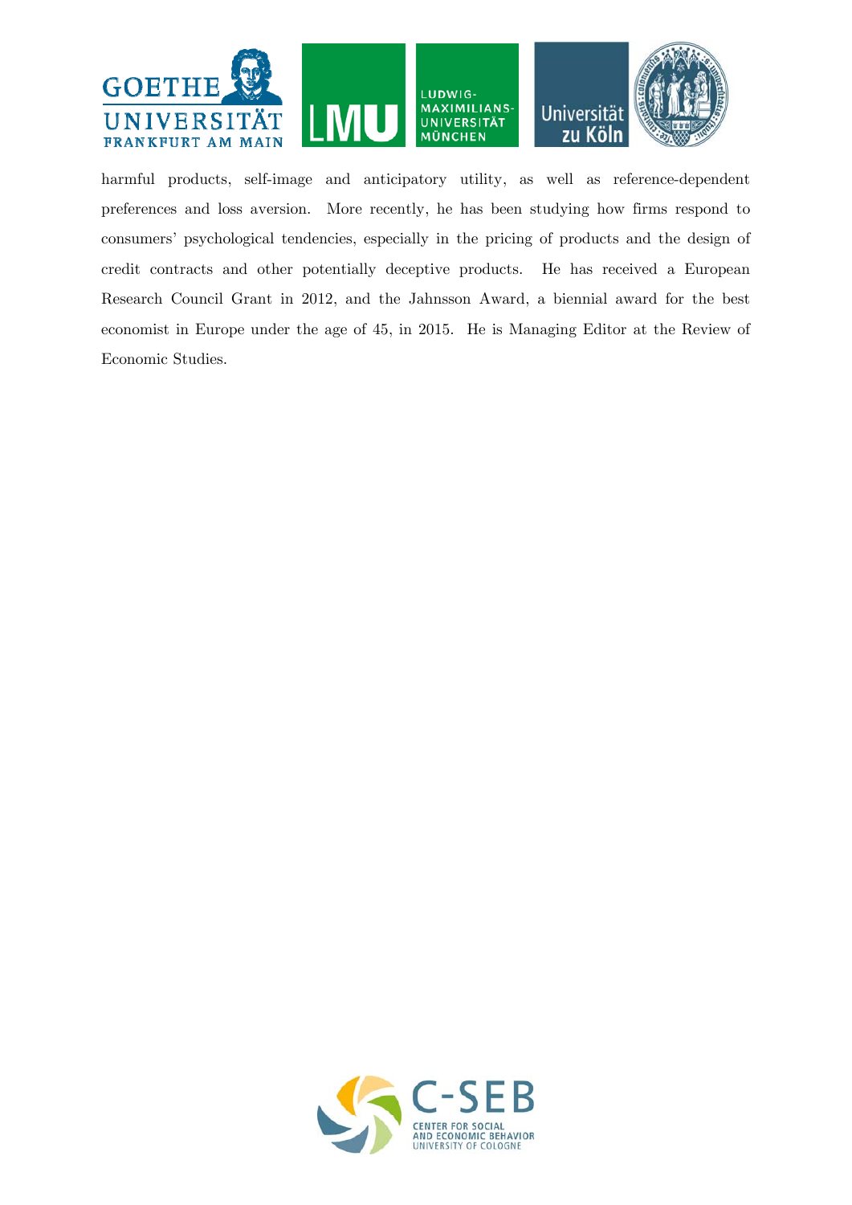harmful products, self-image and anticipatory utility, as well as reference-dependent preferences and loss aversion. More recently, he has been studying how firms respond to consumers' psychological tendencies, especially in the pricing of products and the design of credit contracts and other potentially deceptive products. He has received a European Research Council Grant in 2012, and the Jahnsson Award, a biennial award for the best economist in Europe under the age of 45, in 2015. He is Managing Editor at the Review of Economic Studies.